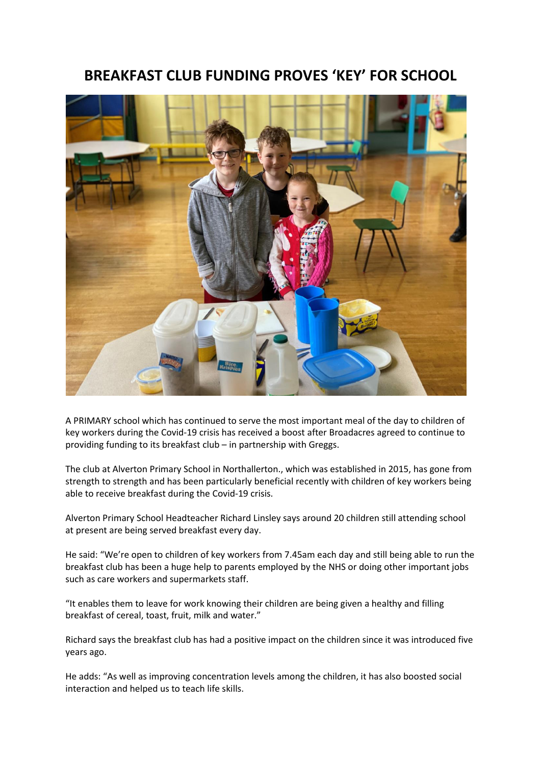# BREAKFAST CLUB FUNDING PROVES 'KEY' FOR SCHOOL

A PRIMARY school which has continued to serve the most important meal of the day to children of key workers during the Covid-19 crisis has received a boost after Broadacres agreed to continue to providing funding to its breakfast club – in partnership with Greggs.

The club at Alverton Primary School in Northallerton., which was established in 2015, has gone from strength to strength and has been particularly beneficial recently with children of key workers being able to receive breakfast during the Covid-19 crisis.

Alverton Primary School Headteacher Richard Linsley says around 20 children still attending school at present are being served breakfast every day.

He said: "We're open to children of key workers from 7.45am each day and still being able to run the breakfast club has been a huge help to parents employed by the NHS or doing other important jobs such as care workers and supermarkets staff.

"It enables them to leave for work knowing their children are being given a healthy and filling breakfast of cereal, toast, fruit, milk and water."

Richard says the breakfast club has had a positive impact on the children since it was introduced five years ago.

He adds: "As well as improving concentration levels among the children, it has also boosted social interaction and helped us to teach life skills.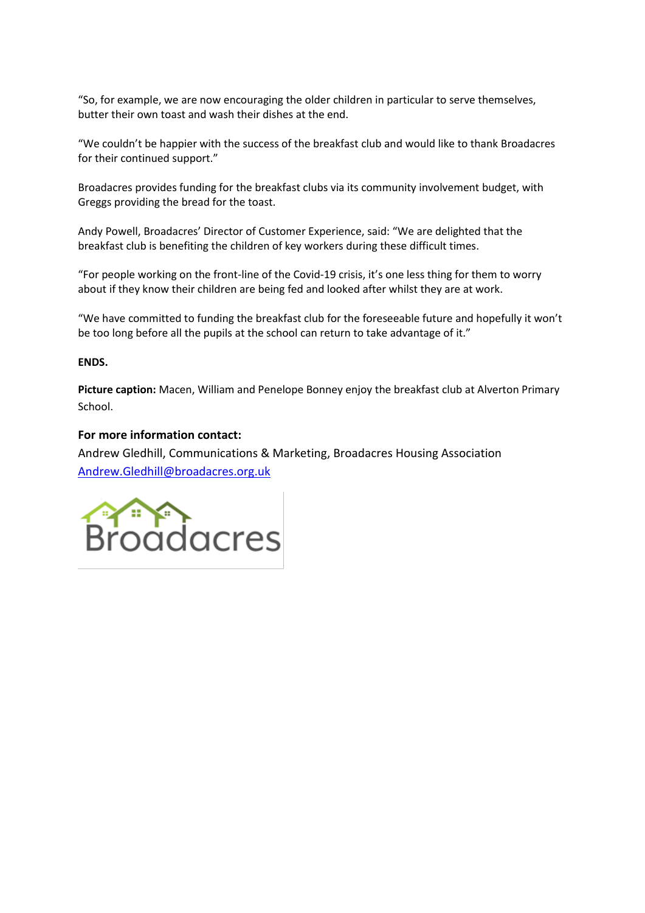"So, for example, we are now encouraging the older children in particular to serve themselves, butter their own toast and wash their dishes at the end.

"We couldn't be happier with the success of the breakfast club and would like to thank Broadacres for their continued support."

Broadacres provides funding for the breakfast clubs via its community involvement budget, with Greggs providing the bread for the toast.

Andy Powell, Broadacres' Director of Customer Experience, said: "We are delighted that the breakfast club is benefiting the children of key workers during these difficult times.

"For people working on the front-line of the Covid-19 crisis, it's one less thing for them to worry about if they know their children are being fed and looked after whilst they are at work.

"We have committed to funding the breakfast club for the foreseeable future and hopefully it won't be too long before all the pupils at the school can return to take advantage of it."

**ENDS.**

**Picture caption:** Macen, William and Penelope Bonney enjoy the breakfast club at Alverton Primary School.

**For more information contact:**

Andrew Gledhill, Communications & Marketing, Broadacres Housing Association
[Andrew.Gledhill@broadacres.org.uk](mailto:Andrew.Gledhill@broadacres.org.uk)

Broadacres